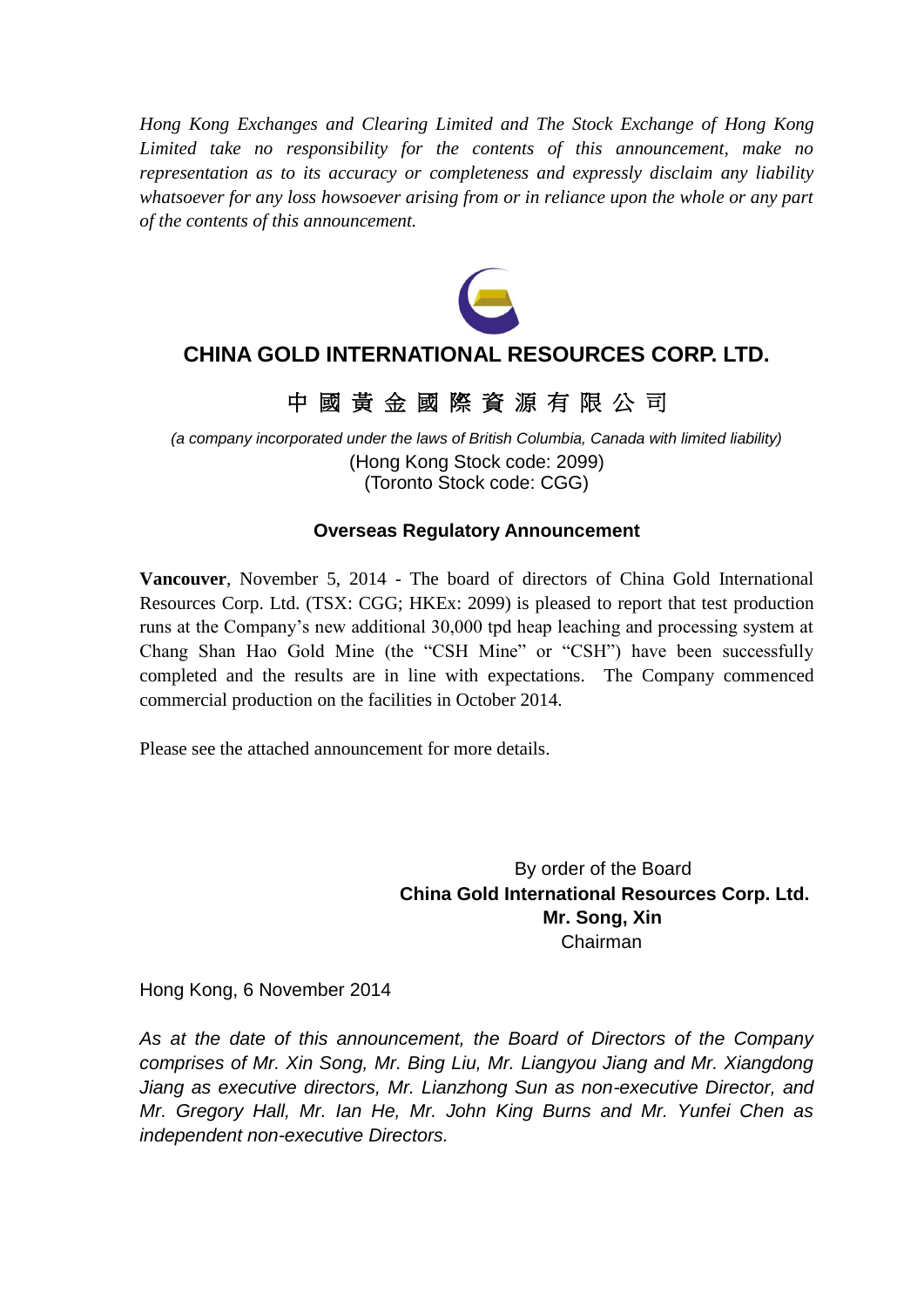*Hong Kong Exchanges and Clearing Limited and The Stock Exchange of Hong Kong Limited take no responsibility for the contents of this announcement, make no representation as to its accuracy or completeness and expressly disclaim any liability whatsoever for any loss howsoever arising from or in reliance upon the whole or any part of the contents of this announcement.*

# CHINA GOLD INTERNATIONAL RESOURCES CORP. LTD.

# 中 國 黃 金 國 際 資 源 有 限 公 司

*(a company incorporated under the laws of British Columbia, Canada with limited liability)*
(Hong Kong Stock code: 2099)
(Toronto Stock code: CGG)

## Overseas Regulatory Announcement

**Vancouver**, November 5, 2014 - The board of directors of China Gold International Resources Corp. Ltd. (TSX: CGG; HKEx: 2099) is pleased to report that test production runs at the Company's new additional 30,000 tpd heap leaching and processing system at Chang Shan Hao Gold Mine (the "CSH Mine" or "CSH") have been successfully completed and the results are in line with expectations. The Company commenced commercial production on the facilities in October 2014.

Please see the attached announcement for more details.

By order of the Board
**China Gold International Resources Corp. Ltd.**
**Mr. Song, Xin**
Chairman

Hong Kong, 6 November 2014

*As at the date of this announcement, the Board of Directors of the Company comprises of Mr. Xin Song, Mr. Bing Liu, Mr. Liangyou Jiang and Mr. Xiangdong Jiang as executive directors, Mr. Lianzhong Sun as non-executive Director, and Mr. Gregory Hall, Mr. Ian He, Mr. John King Burns and Mr. Yunfei Chen as independent non-executive Directors.*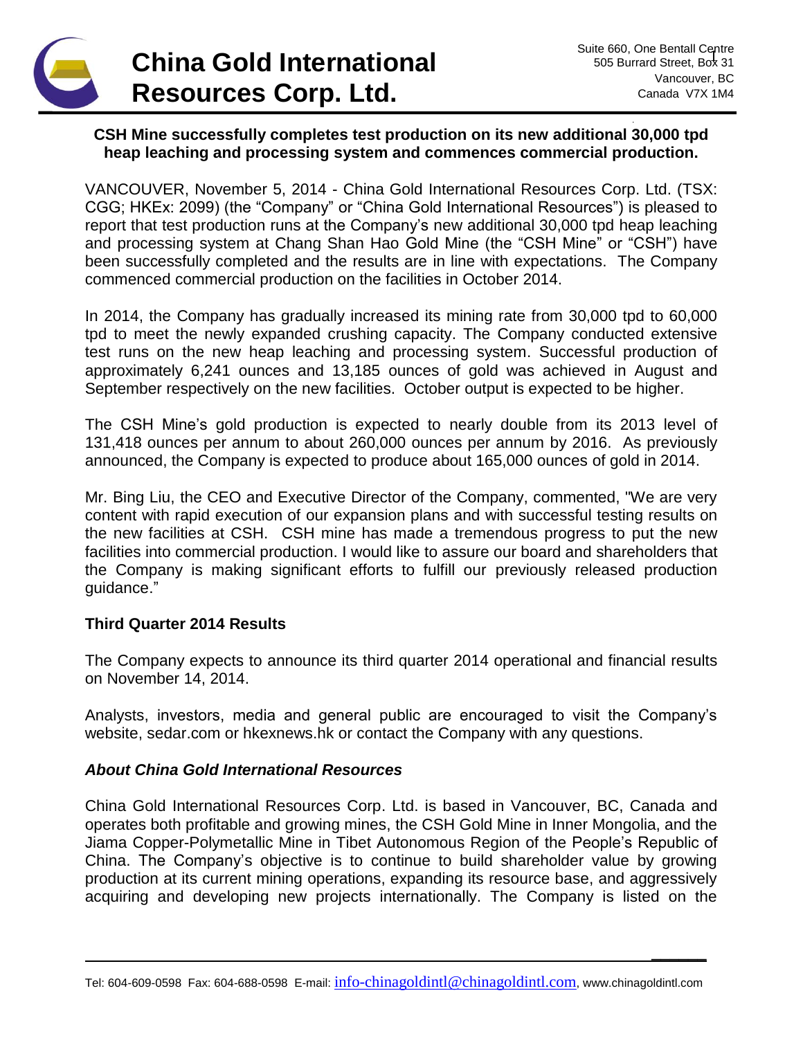# China Gold International Resources Corp. Ltd.

Suite 660, One Bentall Centre
505 Burrard Street, Box 31
Vancouver, BC
Canada V7X 1M4

**CSH Mine successfully completes test production on its new additional 30,000 tpd heap leaching and processing system and commences commercial production.**

VANCOUVER, November 5, 2014 - China Gold International Resources Corp. Ltd. (TSX: CGG; HKEx: 2099) (the "Company" or "China Gold International Resources") is pleased to report that test production runs at the Company's new additional 30,000 tpd heap leaching and processing system at Chang Shan Hao Gold Mine (the "CSH Mine" or "CSH") have been successfully completed and the results are in line with expectations. The Company commenced commercial production on the facilities in October 2014.

In 2014, the Company has gradually increased its mining rate from 30,000 tpd to 60,000 tpd to meet the newly expanded crushing capacity. The Company conducted extensive test runs on the new heap leaching and processing system. Successful production of approximately 6,241 ounces and 13,185 ounces of gold was achieved in August and September respectively on the new facilities. October output is expected to be higher.

The CSH Mine's gold production is expected to nearly double from its 2013 level of 131,418 ounces per annum to about 260,000 ounces per annum by 2016. As previously announced, the Company is expected to produce about 165,000 ounces of gold in 2014.

Mr. Bing Liu, the CEO and Executive Director of the Company, commented, "We are very content with rapid execution of our expansion plans and with successful testing results on the new facilities at CSH. CSH mine has made a tremendous progress to put the new facilities into commercial production. I would like to assure our board and shareholders that the Company is making significant efforts to fulfill our previously released production guidance."

**Third Quarter 2014 Results**

The Company expects to announce its third quarter 2014 operational and financial results on November 14, 2014.

Analysts, investors, media and general public are encouraged to visit the Company's website, sedar.com or hkexnews.hk or contact the Company with any questions.

***About China Gold International Resources***

China Gold International Resources Corp. Ltd. is based in Vancouver, BC, Canada and operates both profitable and growing mines, the CSH Gold Mine in Inner Mongolia, and the Jiama Copper-Polymetallic Mine in Tibet Autonomous Region of the People's Republic of China. The Company's objective is to continue to build shareholder value by growing production at its current mining operations, expanding its resource base, and aggressively acquiring and developing new projects internationally. The Company is listed on the

Tel: 604-609-0598 Fax: 604-688-0598 E-mail: info-chinagoldintl@chinagoldintl.com, www.chinagoldintl.com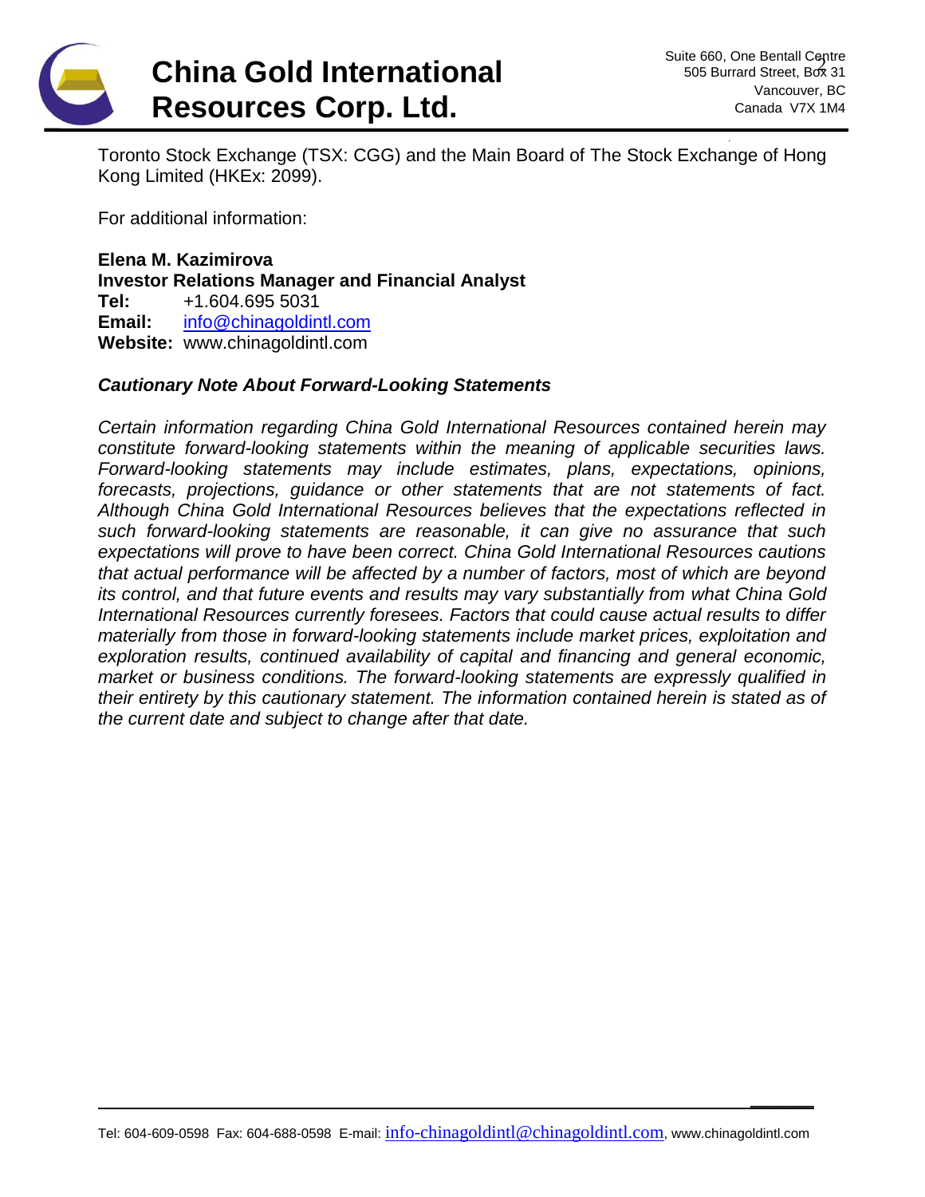Toronto Stock Exchange (TSX: CGG) and the Main Board of The Stock Exchange of Hong Kong Limited (HKEx: 2099).

For additional information:

**Elena M. Kazimirova**
**Investor Relations Manager and Financial Analyst**
**Tel:** +1.604.695 5031
**Email:** info@chinagoldintl.com
**Website:** www.chinagoldintl.com

***Cautionary Note About Forward-Looking Statements***

*Certain information regarding China Gold International Resources contained herein may constitute forward-looking statements within the meaning of applicable securities laws. Forward-looking statements may include estimates, plans, expectations, opinions, forecasts, projections, guidance or other statements that are not statements of fact. Although China Gold International Resources believes that the expectations reflected in such forward-looking statements are reasonable, it can give no assurance that such expectations will prove to have been correct. China Gold International Resources cautions that actual performance will be affected by a number of factors, most of which are beyond its control, and that future events and results may vary substantially from what China Gold International Resources currently foresees. Factors that could cause actual results to differ materially from those in forward-looking statements include market prices, exploitation and exploration results, continued availability of capital and financing and general economic, market or business conditions. The forward-looking statements are expressly qualified in their entirety by this cautionary statement. The information contained herein is stated as of the current date and subject to change after that date.*